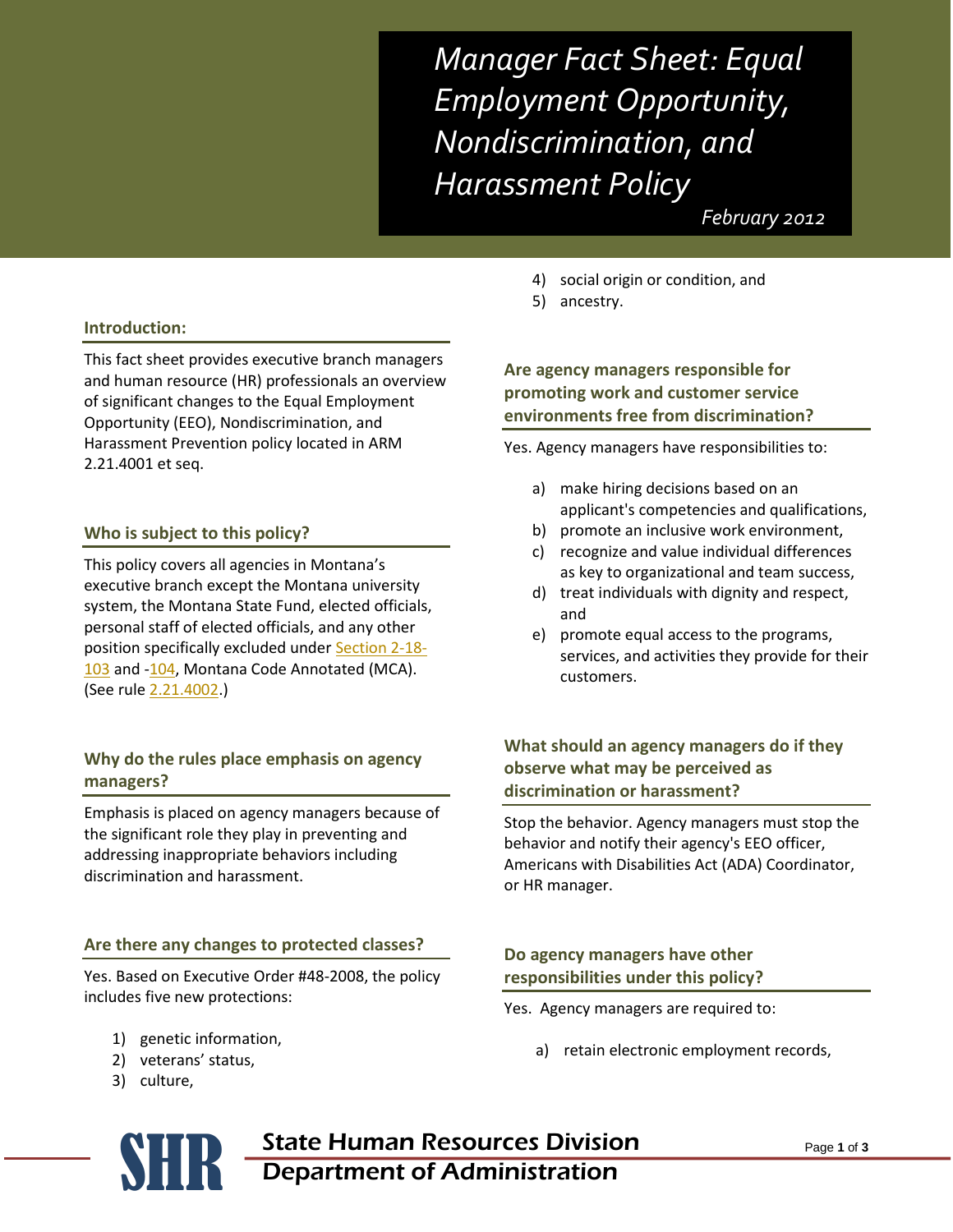# Manager Fact Sheet: Equal Employment Opportunity, Nondiscrimination, and Harassment Policy

*February 2012*

## Introduction:

This fact sheet provides executive branch managers and human resource (HR) professionals an overview of significant changes to the Equal Employment Opportunity (EEO), Nondiscrimination, and Harassment Prevention policy located in ARM 2.21.4001 et seq.

## Who is subject to this policy?

This policy covers all agencies in Montana's executive branch except the Montana university system, the Montana State Fund, elected officials, personal staff of elected officials, and any other position specifically excluded under Section 2-18-103 and -104, Montana Code Annotated (MCA). (See rule 2.21.4002.)

## Why do the rules place emphasis on agency managers?

Emphasis is placed on agency managers because of the significant role they play in preventing and addressing inappropriate behaviors including discrimination and harassment.

## Are there any changes to protected classes?

Yes. Based on Executive Order #48-2008, the policy includes five new protections:

1) genetic information,
2) veterans' status,
3) culture,
4) social origin or condition, and
5) ancestry.

## Are agency managers responsible for promoting work and customer service environments free from discrimination?

Yes. Agency managers have responsibilities to:

a) make hiring decisions based on an applicant's competencies and qualifications,
b) promote an inclusive work environment,
c) recognize and value individual differences as key to organizational and team success,
d) treat individuals with dignity and respect, and
e) promote equal access to the programs, services, and activities they provide for their customers.

## What should an agency managers do if they observe what may be perceived as discrimination or harassment?

Stop the behavior. Agency managers must stop the behavior and notify their agency's EEO officer, Americans with Disabilities Act (ADA) Coordinator, or HR manager.

## Do agency managers have other responsibilities under this policy?

Yes. Agency managers are required to:

a) retain electronic employment records,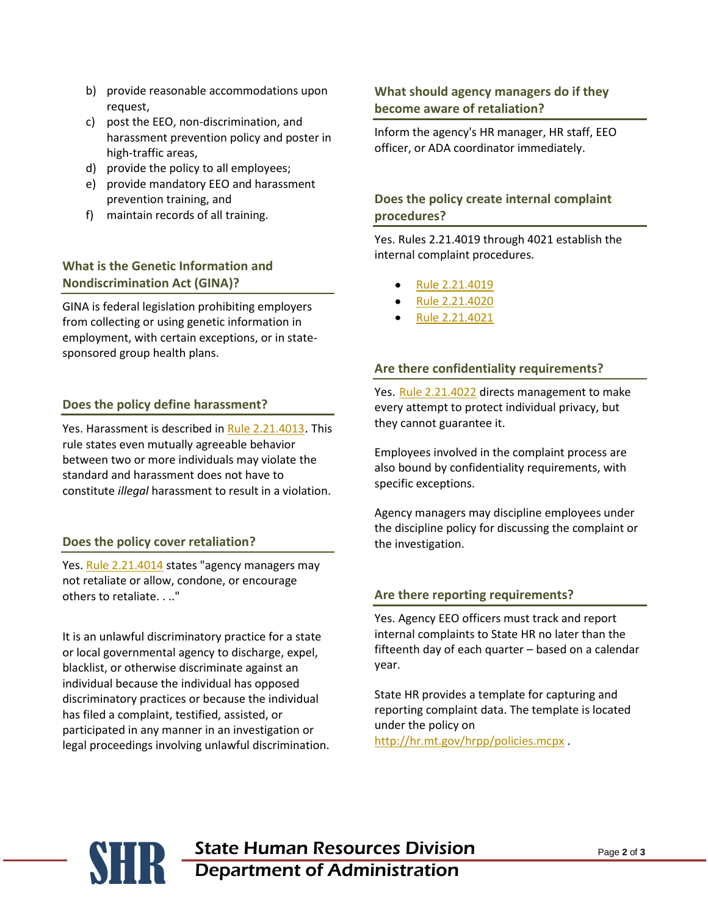b) provide reasonable accommodations upon request,
c) post the EEO, non-discrimination, and harassment prevention policy and poster in high-traffic areas,
d) provide the policy to all employees;
e) provide mandatory EEO and harassment prevention training, and
f) maintain records of all training.

### What is the Genetic Information and Nondiscrimination Act (GINA)?

GINA is federal legislation prohibiting employers from collecting or using genetic information in employment, with certain exceptions, or in state-sponsored group health plans.

### Does the policy define harassment?

Yes. Harassment is described in Rule 2.21.4013. This rule states even mutually agreeable behavior between two or more individuals may violate the standard and harassment does not have to constitute *illegal* harassment to result in a violation.

### Does the policy cover retaliation?

Yes. Rule 2.21.4014 states "agency managers may not retaliate or allow, condone, or encourage others to retaliate. . .."

It is an unlawful discriminatory practice for a state or local governmental agency to discharge, expel, blacklist, or otherwise discriminate against an individual because the individual has opposed discriminatory practices or because the individual has filed a complaint, testified, assisted, or participated in any manner in an investigation or legal proceedings involving unlawful discrimination.

### What should agency managers do if they become aware of retaliation?

Inform the agency's HR manager, HR staff, EEO officer, or ADA coordinator immediately.

### Does the policy create internal complaint procedures?

Yes. Rules 2.21.4019 through 4021 establish the internal complaint procedures.

- Rule 2.21.4019
- Rule 2.21.4020
- Rule 2.21.4021

### Are there confidentiality requirements?

Yes. Rule 2.21.4022 directs management to make every attempt to protect individual privacy, but they cannot guarantee it.

Employees involved in the complaint process are also bound by confidentiality requirements, with specific exceptions.

Agency managers may discipline employees under the discipline policy for discussing the complaint or the investigation.

### Are there reporting requirements?

Yes. Agency EEO officers must track and report internal complaints to State HR no later than the fifteenth day of each quarter – based on a calendar year.

State HR provides a template for capturing and reporting complaint data. The template is located under the policy on http://hr.mt.gov/hrpp/policies.mcpx .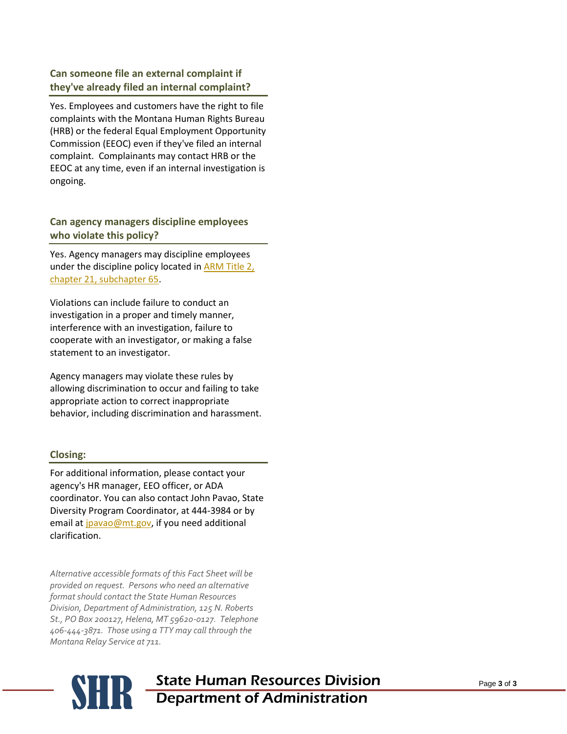### Can someone file an external complaint if they've already filed an internal complaint?

Yes. Employees and customers have the right to file complaints with the Montana Human Rights Bureau (HRB) or the federal Equal Employment Opportunity Commission (EEOC) even if they've filed an internal complaint. Complainants may contact HRB or the EEOC at any time, even if an internal investigation is ongoing.

### Can agency managers discipline employees who violate this policy?

Yes. Agency managers may discipline employees under the discipline policy located in ARM Title 2, chapter 21, subchapter 65.

Violations can include failure to conduct an investigation in a proper and timely manner, interference with an investigation, failure to cooperate with an investigator, or making a false statement to an investigator.

Agency managers may violate these rules by allowing discrimination to occur and failing to take appropriate action to correct inappropriate behavior, including discrimination and harassment.

### Closing:

For additional information, please contact your agency's HR manager, EEO officer, or ADA coordinator. You can also contact John Pavao, State Diversity Program Coordinator, at 444-3984 or by email at jpavao@mt.gov, if you need additional clarification.

*Alternative accessible formats of this Fact Sheet will be provided on request. Persons who need an alternative format should contact the State Human Resources Division, Department of Administration, 125 N. Roberts St., PO Box 200127, Helena, MT 59620-0127. Telephone 406-444-3871. Those using a TTY may call through the Montana Relay Service at 711.*